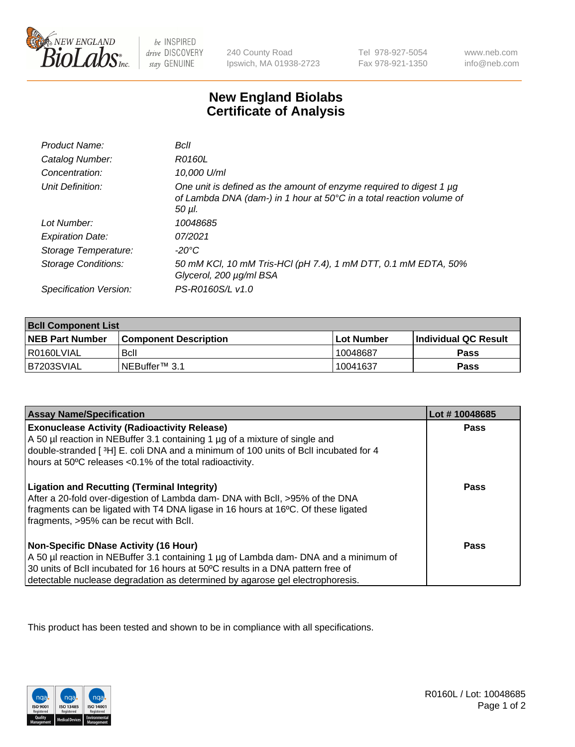240 County Road
Ipswich, MA 01938-2723

Tel 978-927-5054
Fax 978-921-1350

www.neb.com
info@neb.com

# New England Biolabs
# Certificate of Analysis

| | |
|---|---|
| *Product Name:* | *BclI* |
| *Catalog Number:* | *R0160L* |
| *Concentration:* | *10,000 U/ml* |
| *Unit Definition:* | *One unit is defined as the amount of enzyme required to digest 1 µg of Lambda DNA (dam-) in 1 hour at 50°C in a total reaction volume of 50 µl.* |
| *Lot Number:* | *10048685* |
| *Expiration Date:* | *07/2021* |
| *Storage Temperature:* | *-20°C* |
| *Storage Conditions:* | *50 mM KCl, 10 mM Tris-HCl (pH 7.4), 1 mM DTT, 0.1 mM EDTA, 50% Glycerol, 200 µg/ml BSA* |
| *Specification Version:* | *PS-R0160S/L v1.0* |

| **BclI Component List** | | | |
|---|---|---|---|
| **NEB Part Number** | **Component Description** | **Lot Number** | **Individual QC Result** |
| R0160LVIAL | BclI | 10048687 | **Pass** |
| B7203SVIAL | NEBuffer™ 3.1 | 10041637 | **Pass** |

| **Assay Name/Specification** | **Lot # 10048685** |
|---|---|
| **Exonuclease Activity (Radioactivity Release)**<br>A 50 µl reaction in NEBuffer 3.1 containing 1 µg of a mixture of single and double-stranded [ $^{3}$H] E. coli DNA and a minimum of 100 units of BclI incubated for 4 hours at 50ºC releases <0.1% of the total radioactivity. | **Pass** |
| **Ligation and Recutting (Terminal Integrity)**<br>After a 20-fold over-digestion of Lambda dam- DNA with BclI, >95% of the DNA fragments can be ligated with T4 DNA ligase in 16 hours at 16ºC. Of these ligated fragments, >95% can be recut with BclI. | **Pass** |
| **Non-Specific DNase Activity (16 Hour)**<br>A 50 µl reaction in NEBuffer 3.1 containing 1 µg of Lambda dam- DNA and a minimum of 30 units of BclI incubated for 16 hours at 50ºC results in a DNA pattern free of detectable nuclease degradation as determined by agarose gel electrophoresis. | **Pass** |

This product has been tested and shown to be in compliance with all specifications.

R0160L / Lot: 10048685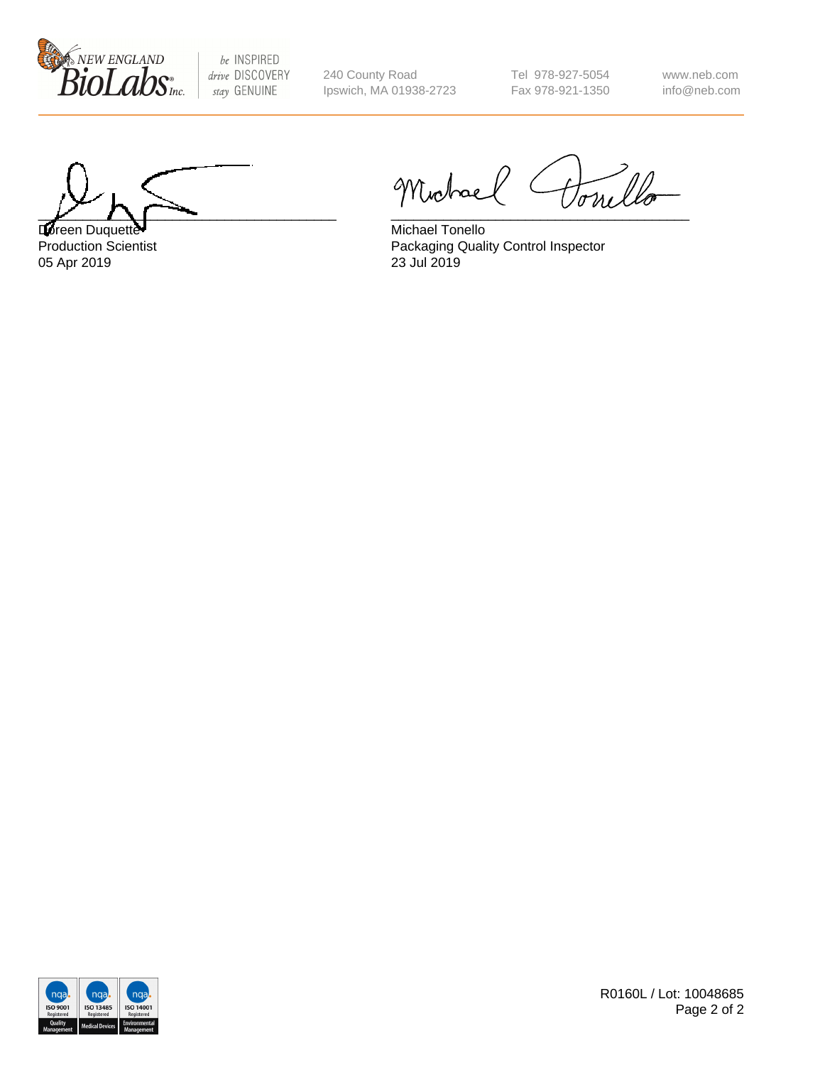Doreen Duquette
Production Scientist
05 Apr 2019

Michael Tonello
Packaging Quality Control Inspector
23 Jul 2019

R0160L / Lot: 10048685